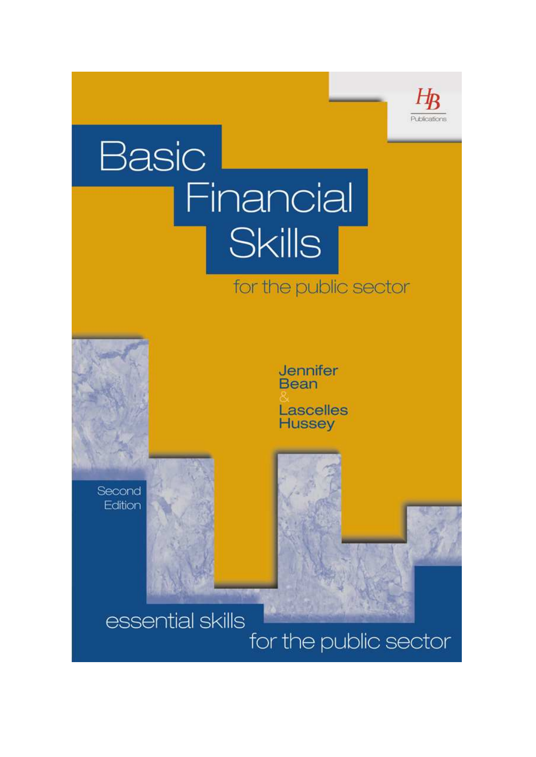HB Publications

# Basic Financial Skills

## for the public sector

Jennifer Bean & Lascelles Hussey

Second Edition

essential skills for the public sector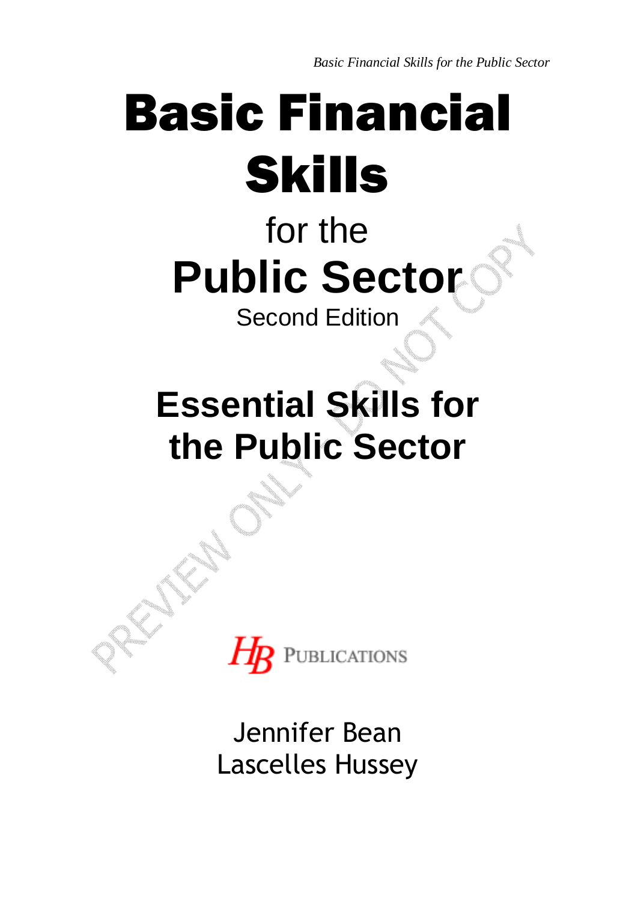# Basic Financial Skills

for the

# Public Sector

Second Edition

## Essential Skills for the Public Sector

HB PUBLICATIONS

Jennifer Bean
Lascelles Hussey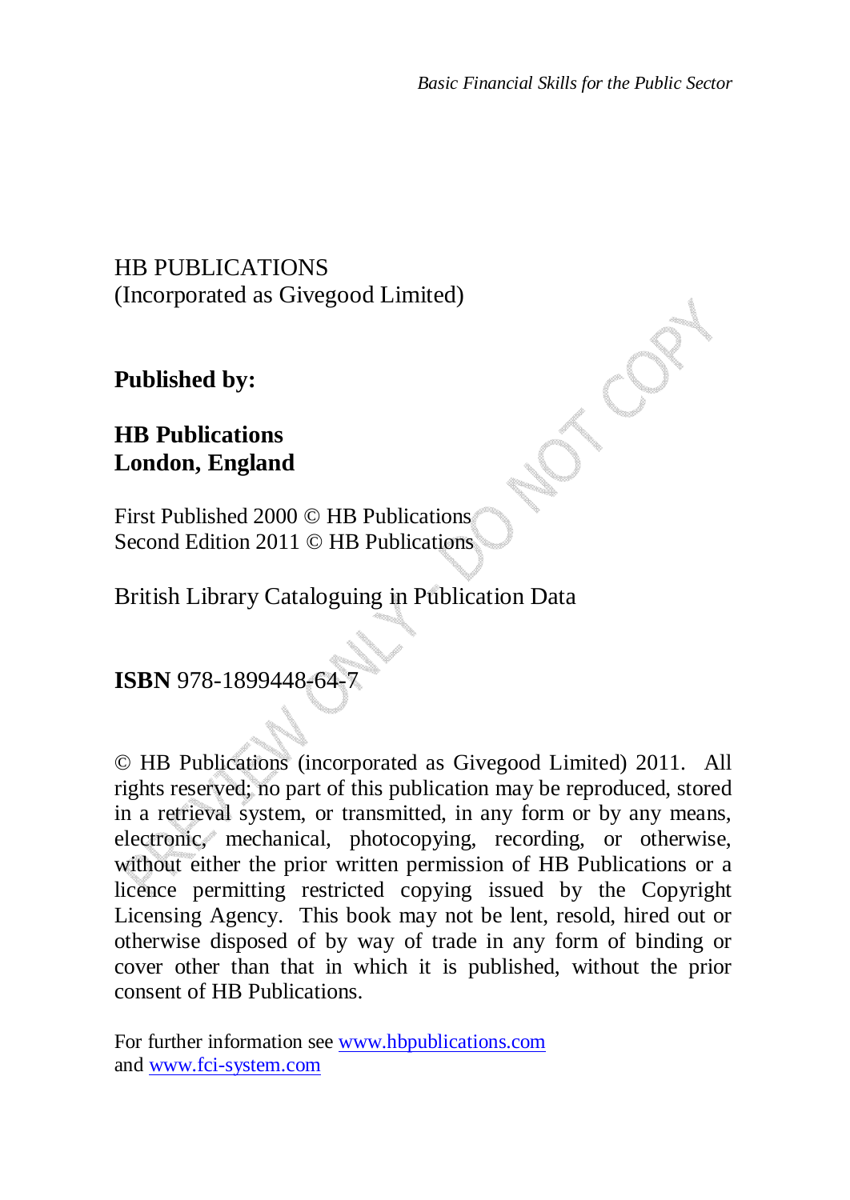HB PUBLICATIONS
(Incorporated as Givegood Limited)

**Published by:**

**HB Publications**
**London, England**

First Published 2000 © HB Publications
Second Edition 2011 © HB Publications

British Library Cataloguing in Publication Data

**ISBN** 978-1899448-64-7

© HB Publications (incorporated as Givegood Limited) 2011. All rights reserved; no part of this publication may be reproduced, stored in a retrieval system, or transmitted, in any form or by any means, electronic, mechanical, photocopying, recording, or otherwise, without either the prior written permission of HB Publications or a licence permitting restricted copying issued by the Copyright Licensing Agency. This book may not be lent, resold, hired out or otherwise disposed of by way of trade in any form of binding or cover other than that in which it is published, without the prior consent of HB Publications.

For further information see www.hbpublications.com
and www.fci-system.com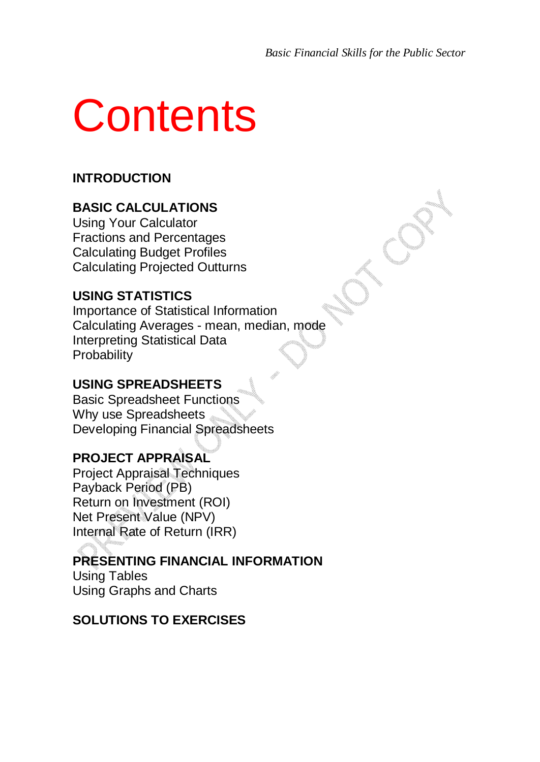# Contents

**INTRODUCTION**

**BASIC CALCULATIONS**
Using Your Calculator
Fractions and Percentages
Calculating Budget Profiles
Calculating Projected Outturns

**USING STATISTICS**
Importance of Statistical Information
Calculating Averages - mean, median, mode
Interpreting Statistical Data
Probability

**USING SPREADSHEETS**
Basic Spreadsheet Functions
Why use Spreadsheets
Developing Financial Spreadsheets

**PROJECT APPRAISAL**
Project Appraisal Techniques
Payback Period (PB)
Return on Investment (ROI)
Net Present Value (NPV)
Internal Rate of Return (IRR)

**PRESENTING FINANCIAL INFORMATION**
Using Tables
Using Graphs and Charts

**SOLUTIONS TO EXERCISES**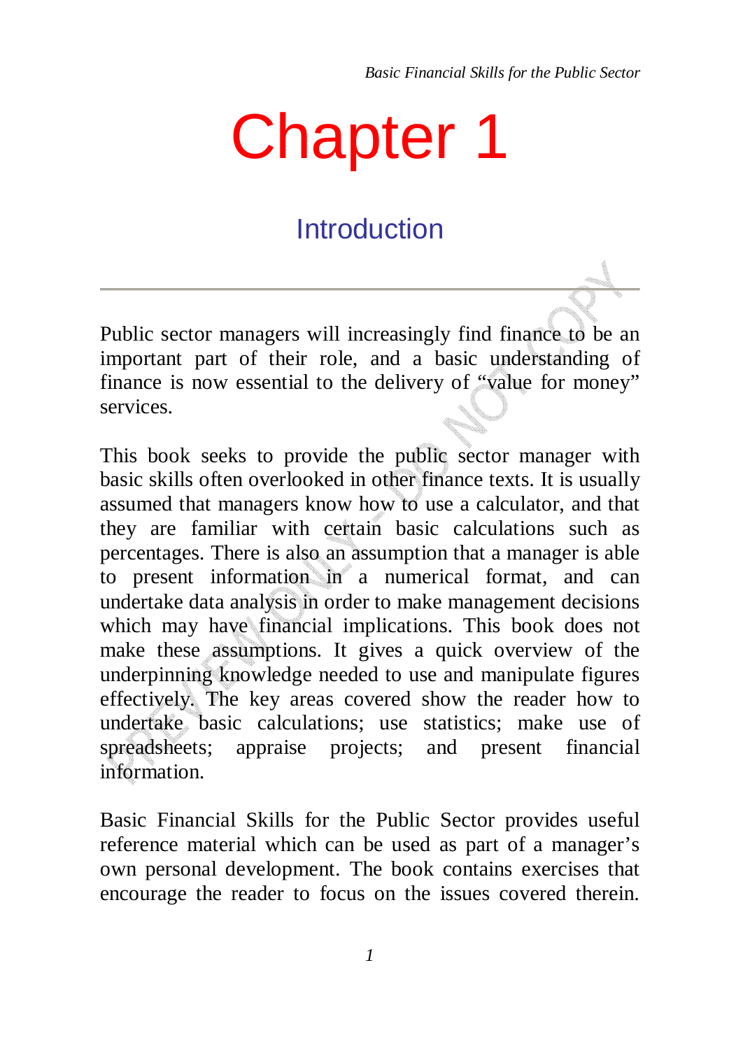# Chapter 1

## Introduction

---

Public sector managers will increasingly find finance to be an important part of their role, and a basic understanding of finance is now essential to the delivery of "value for money" services.

This book seeks to provide the public sector manager with basic skills often overlooked in other finance texts. It is usually assumed that managers know how to use a calculator, and that they are familiar with certain basic calculations such as percentages. There is also an assumption that a manager is able to present information in a numerical format, and can undertake data analysis in order to make management decisions which may have financial implications. This book does not make these assumptions. It gives a quick overview of the underpinning knowledge needed to use and manipulate figures effectively. The key areas covered show the reader how to undertake basic calculations; use statistics; make use of spreadsheets; appraise projects; and present financial information.

Basic Financial Skills for the Public Sector provides useful reference material which can be used as part of a manager's own personal development. The book contains exercises that encourage the reader to focus on the issues covered therein.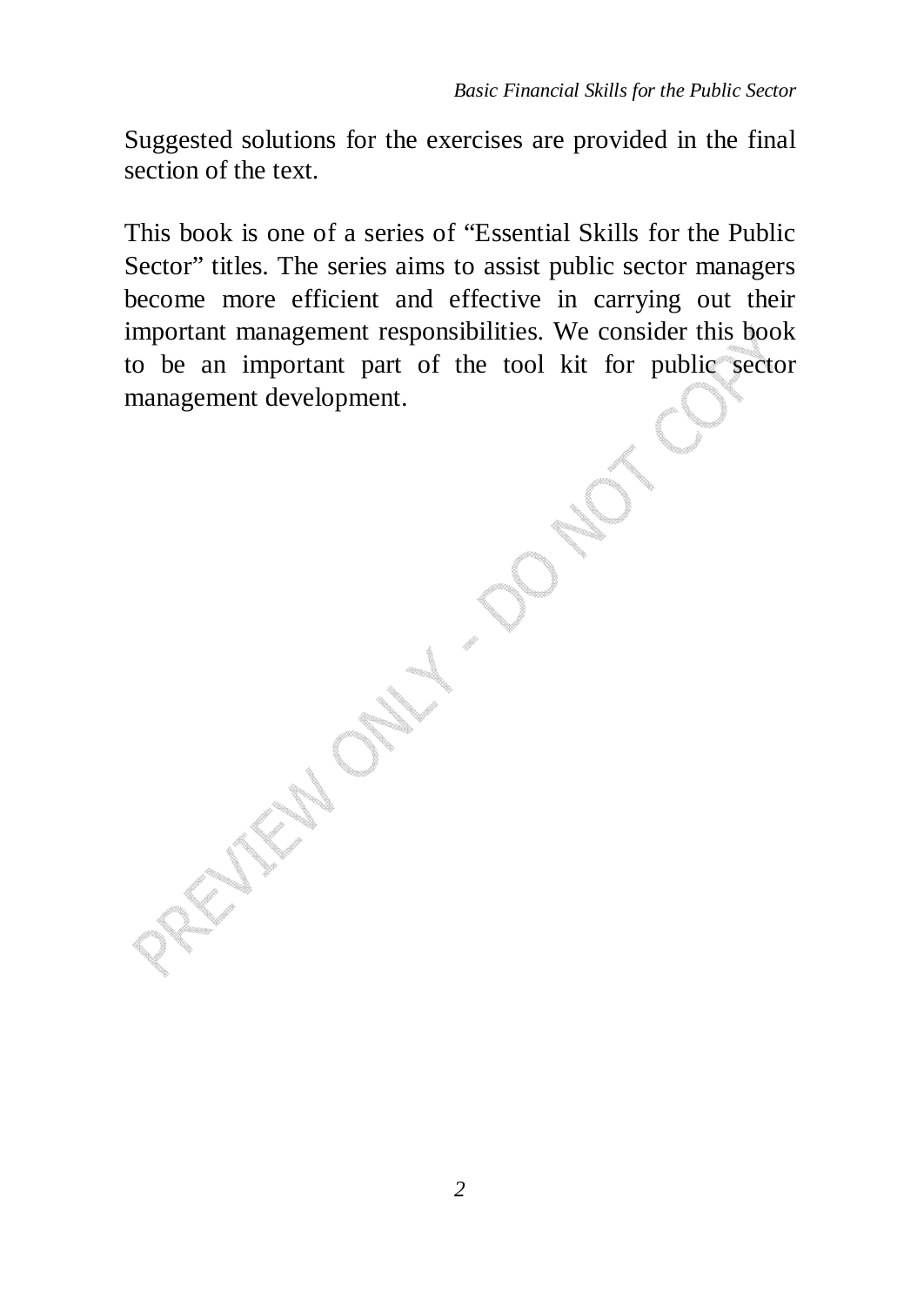Suggested solutions for the exercises are provided in the final section of the text.

This book is one of a series of “Essential Skills for the Public Sector” titles. The series aims to assist public sector managers become more efficient and effective in carrying out their important management responsibilities. We consider this book to be an important part of the tool kit for public sector management development.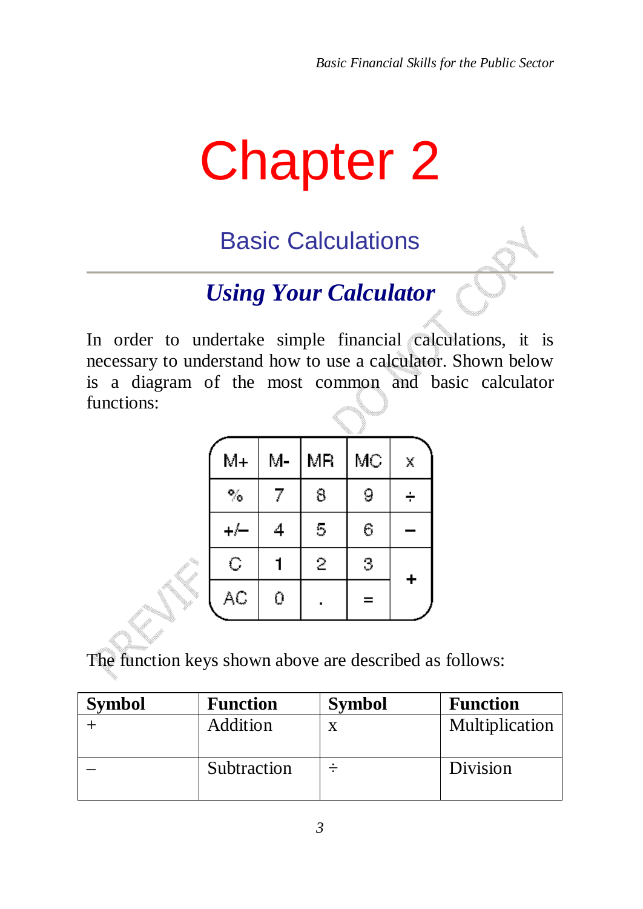# Chapter 2

## Basic Calculations

### *Using Your Calculator*

In order to undertake simple financial calculations, it is necessary to understand how to use a calculator. Shown below is a diagram of the most common and basic calculator functions:

| M+ | M- | MR | MC | x |
|---|---|---|---|---|
| % | 7 | 8 | 9 | ÷ |
| +/– | 4 | 5 | 6 | – |
| C | 1 | 2 | 3 | + |
| AC | 0 | . | = | |

The function keys shown above are described as follows:

| **Symbol** | **Function** | **Symbol** | **Function** |
|---|---|---|---|
| + | Addition | x | Multiplication |
| – | Subtraction | ÷ | Division |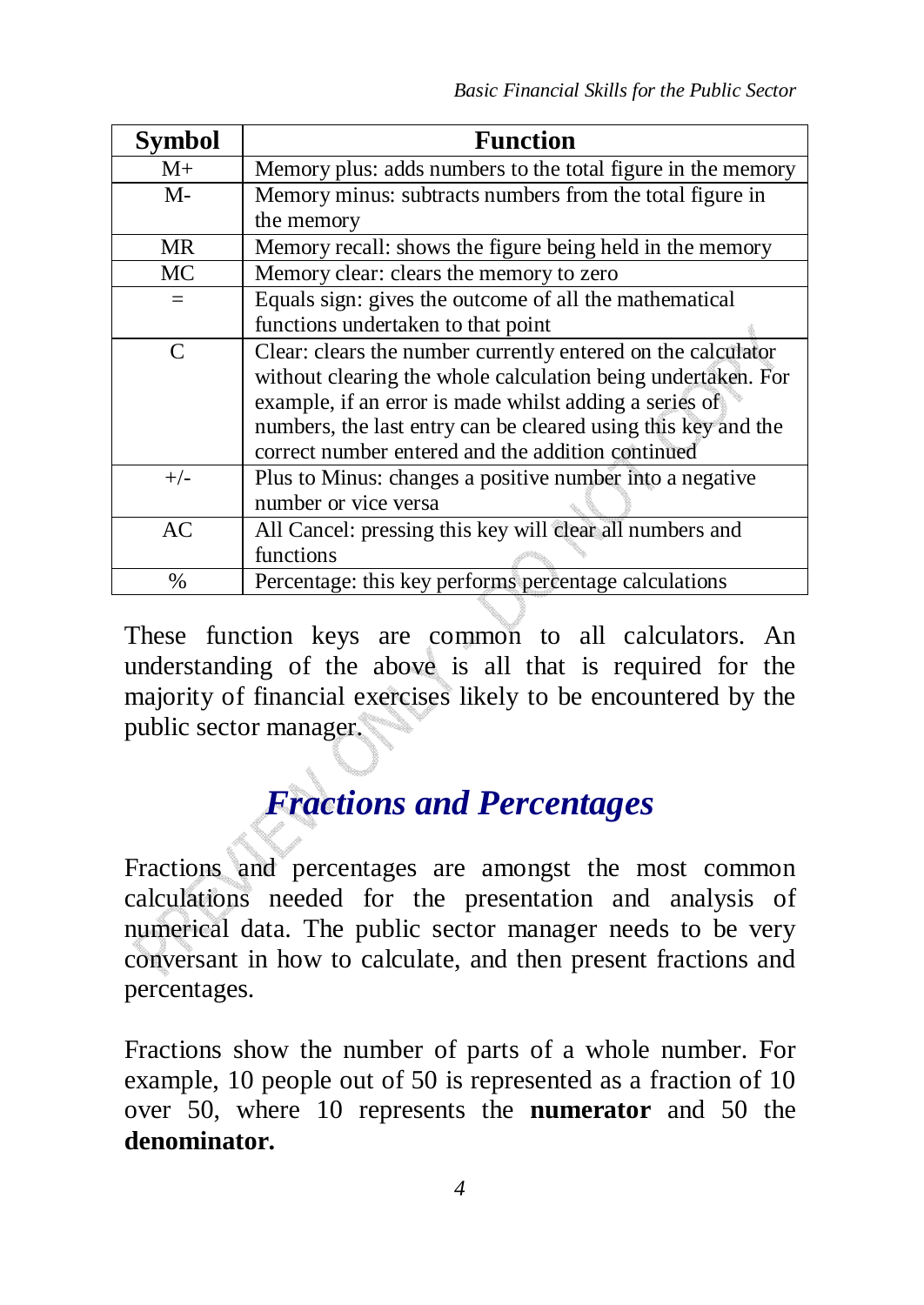| Symbol | Function |
| --- | --- |
| M+ | Memory plus: adds numbers to the total figure in the memory |
| M- | Memory minus: subtracts numbers from the total figure in the memory |
| MR | Memory recall: shows the figure being held in the memory |
| MC | Memory clear: clears the memory to zero |
| = | Equals sign: gives the outcome of all the mathematical functions undertaken to that point |
| C | Clear: clears the number currently entered on the calculator without clearing the whole calculation being undertaken. For example, if an error is made whilst adding a series of numbers, the last entry can be cleared using this key and the correct number entered and the addition continued |
| +/- | Plus to Minus: changes a positive number into a negative number or vice versa |
| AC | All Cancel: pressing this key will clear all numbers and functions |
| % | Percentage: this key performs percentage calculations |

These function keys are common to all calculators. An understanding of the above is all that is required for the majority of financial exercises likely to be encountered by the public sector manager.

## *Fractions and Percentages*

Fractions and percentages are amongst the most common calculations needed for the presentation and analysis of numerical data. The public sector manager needs to be very conversant in how to calculate, and then present fractions and percentages.

Fractions show the number of parts of a whole number. For example, 10 people out of 50 is represented as a fraction of 10 over 50, where 10 represents the **numerator** and 50 the **denominator.**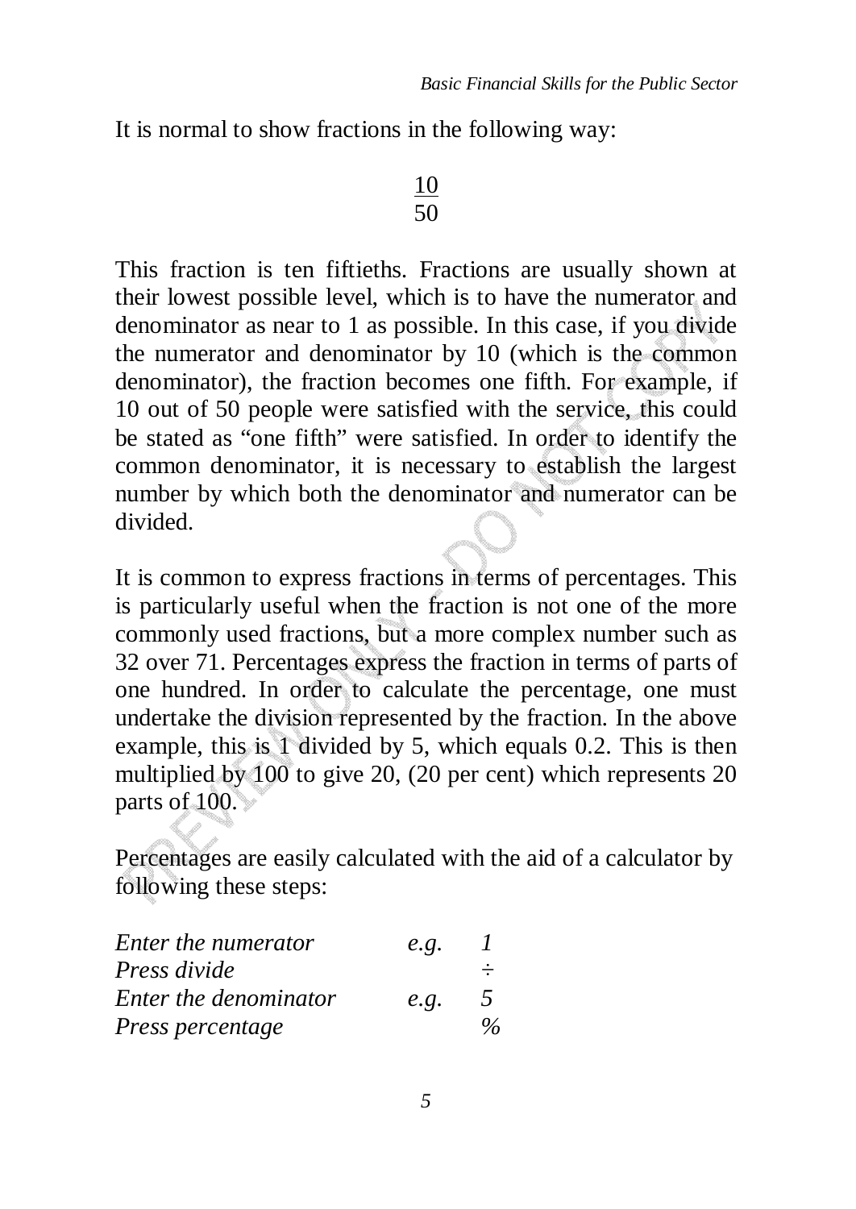It is normal to show fractions in the following way:

$$\frac{10}{50}$$

This fraction is ten fiftieths. Fractions are usually shown at their lowest possible level, which is to have the numerator and denominator as near to 1 as possible. In this case, if you divide the numerator and denominator by 10 (which is the common denominator), the fraction becomes one fifth. For example, if 10 out of 50 people were satisfied with the service, this could be stated as “one fifth” were satisfied. In order to identify the common denominator, it is necessary to establish the largest number by which both the denominator and numerator can be divided.

It is common to express fractions in terms of percentages. This is particularly useful when the fraction is not one of the more commonly used fractions, but a more complex number such as 32 over 71. Percentages express the fraction in terms of parts of one hundred. In order to calculate the percentage, one must undertake the division represented by the fraction. In the above example, this is 1 divided by 5, which equals 0.2. This is then multiplied by 100 to give 20, (20 per cent) which represents 20 parts of 100.

Percentages are easily calculated with the aid of a calculator by following these steps:

| | | |
|---|---|---|
| *Enter the numerator* | *e.g.* | *1* |
| *Press divide* | | ÷ |
| *Enter the denominator* | *e.g.* | *5* |
| *Press percentage* | | *%* |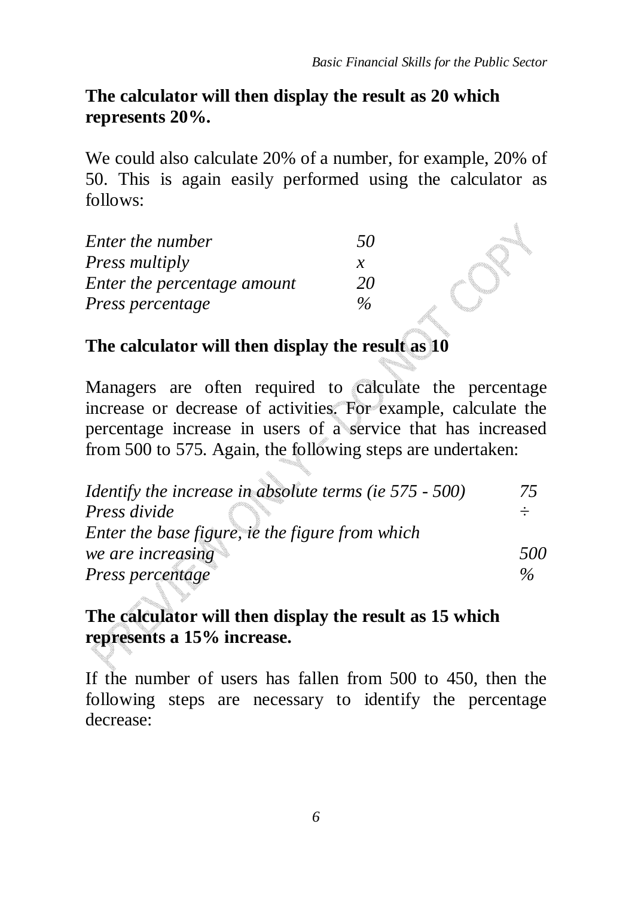**The calculator will then display the result as 20 which represents 20%.**

We could also calculate 20% of a number, for example, 20% of 50. This is again easily performed using the calculator as follows:

| | |
|---|---|
| *Enter the number* | *50* |
| *Press multiply* | *x* |
| *Enter the percentage amount* | *20* |
| *Press percentage* | *%* |

**The calculator will then display the result as 10**

Managers are often required to calculate the percentage increase or decrease of activities. For example, calculate the percentage increase in users of a service that has increased from 500 to 575. Again, the following steps are undertaken:

| | |
|---|---|
| *Identify the increase in absolute terms (ie 575 - 500)* | *75* |
| *Press divide* | ÷ |
| *Enter the base figure, ie the figure from which we are increasing* | *500* |
| *Press percentage* | *%* |

**The calculator will then display the result as 15 which represents a 15% increase.**

If the number of users has fallen from 500 to 450, then the following steps are necessary to identify the percentage decrease: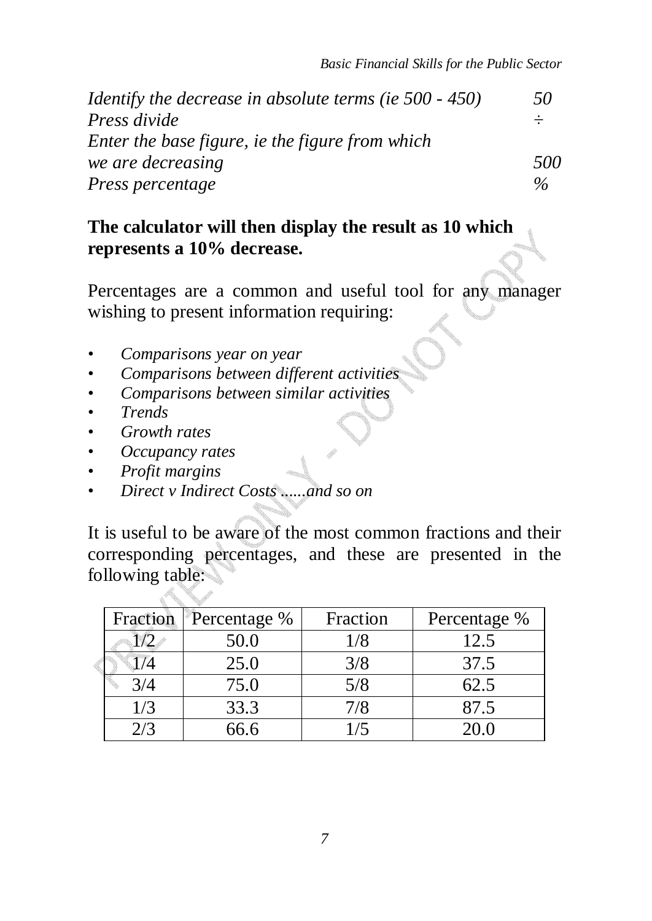| | |
|---|---|
| *Identify the decrease in absolute terms (ie 500 - 450)* | *50* |
| *Press divide* | ÷ |
| *Enter the base figure, ie the figure from which we are decreasing* | *500* |
| *Press percentage* | *%* |

**The calculator will then display the result as 10 which represents a 10% decrease.**

Percentages are a common and useful tool for any manager wishing to present information requiring:

- *Comparisons year on year*
- *Comparisons between different activities*
- *Comparisons between similar activities*
- *Trends*
- *Growth rates*
- *Occupancy rates*
- *Profit margins*
- *Direct v Indirect Costs ......and so on*

It is useful to be aware of the most common fractions and their corresponding percentages, and these are presented in the following table:

| Fraction | Percentage % | Fraction | Percentage % |
|---|---|---|---|
| 1/2 | 50.0 | 1/8 | 12.5 |
| 1/4 | 25.0 | 3/8 | 37.5 |
| 3/4 | 75.0 | 5/8 | 62.5 |
| 1/3 | 33.3 | 7/8 | 87.5 |
| 2/3 | 66.6 | 1/5 | 20.0 |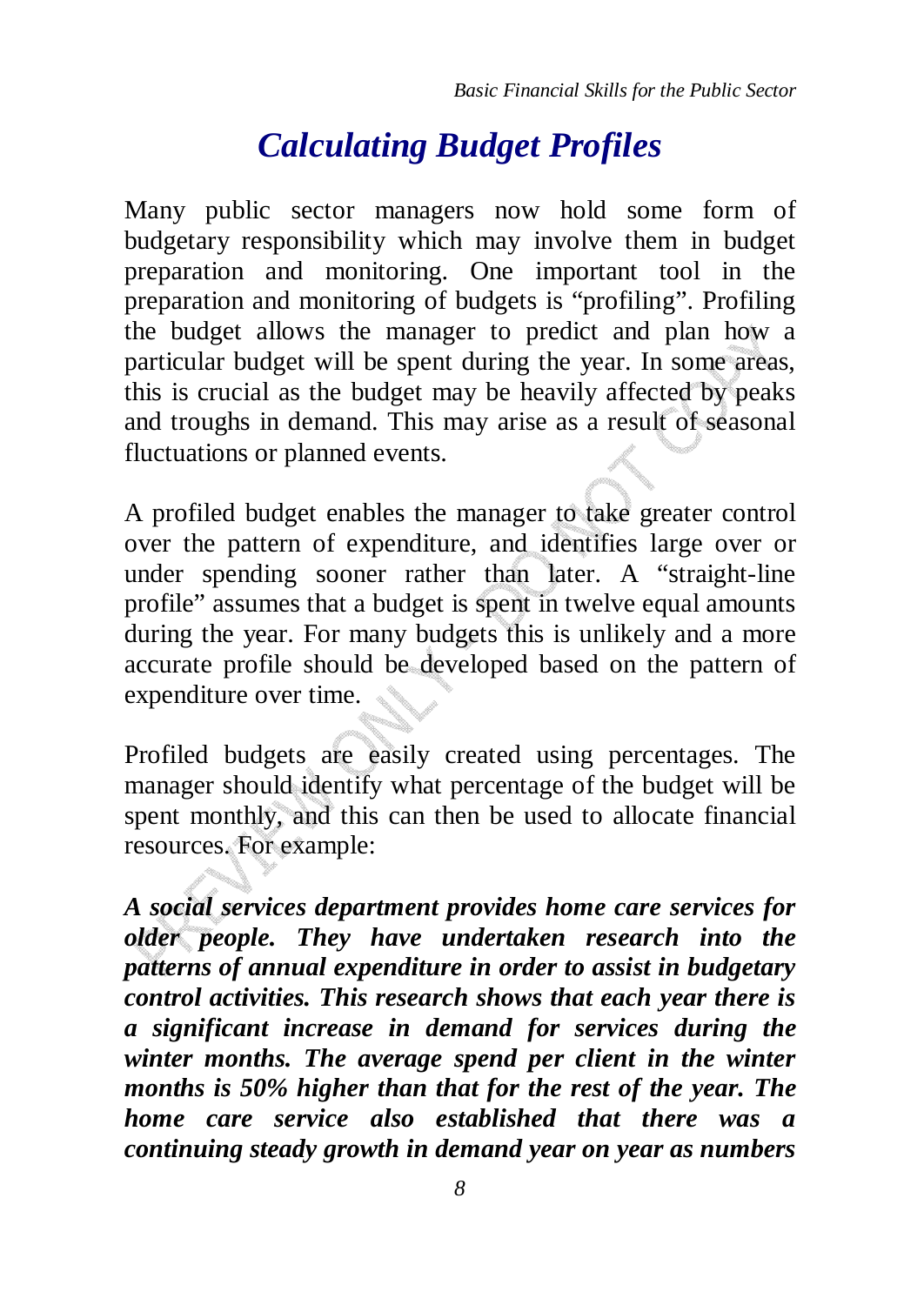# *Calculating Budget Profiles*

Many public sector managers now hold some form of budgetary responsibility which may involve them in budget preparation and monitoring. One important tool in the preparation and monitoring of budgets is "profiling". Profiling the budget allows the manager to predict and plan how a particular budget will be spent during the year. In some areas, this is crucial as the budget may be heavily affected by peaks and troughs in demand. This may arise as a result of seasonal fluctuations or planned events.

A profiled budget enables the manager to take greater control over the pattern of expenditure, and identifies large over or under spending sooner rather than later. A "straight-line profile" assumes that a budget is spent in twelve equal amounts during the year. For many budgets this is unlikely and a more accurate profile should be developed based on the pattern of expenditure over time.

Profiled budgets are easily created using percentages. The manager should identify what percentage of the budget will be spent monthly, and this can then be used to allocate financial resources. For example:

***A social services department provides home care services for older people. They have undertaken research into the patterns of annual expenditure in order to assist in budgetary control activities. This research shows that each year there is a significant increase in demand for services during the winter months. The average spend per client in the winter months is 50% higher than that for the rest of the year. The home care service also established that there was a continuing steady growth in demand year on year as numbers***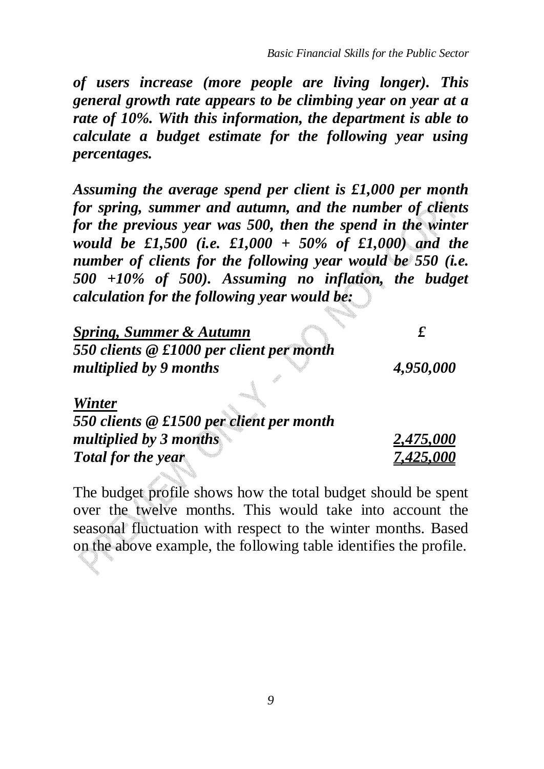*of users increase (more people are living longer). This general growth rate appears to be climbing year on year at a rate of 10%. With this information, the department is able to calculate a budget estimate for the following year using percentages.*

***Assuming the average spend per client is £1,000 per month for spring, summer and autumn, and the number of clients for the previous year was 500, then the spend in the winter would be £1,500 (i.e. £1,000 + 50% of £1,000) and the number of clients for the following year would be 550 (i.e. 500 +10% of 500). Assuming no inflation, the budget calculation for the following year would be:***

| ***Spring, Summer & Autumn*** | ***£*** |
|---|---|
| ***550 clients @ £1000 per client per month multiplied by 9 months*** | ***4,950,000*** |
| ***Winter*** | |
| ***550 clients @ £1500 per client per month multiplied by 3 months*** | ***2,475,000*** |
| ***Total for the year*** | ***7,425,000*** |

The budget profile shows how the total budget should be spent over the twelve months. This would take into account the seasonal fluctuation with respect to the winter months. Based on the above example, the following table identifies the profile.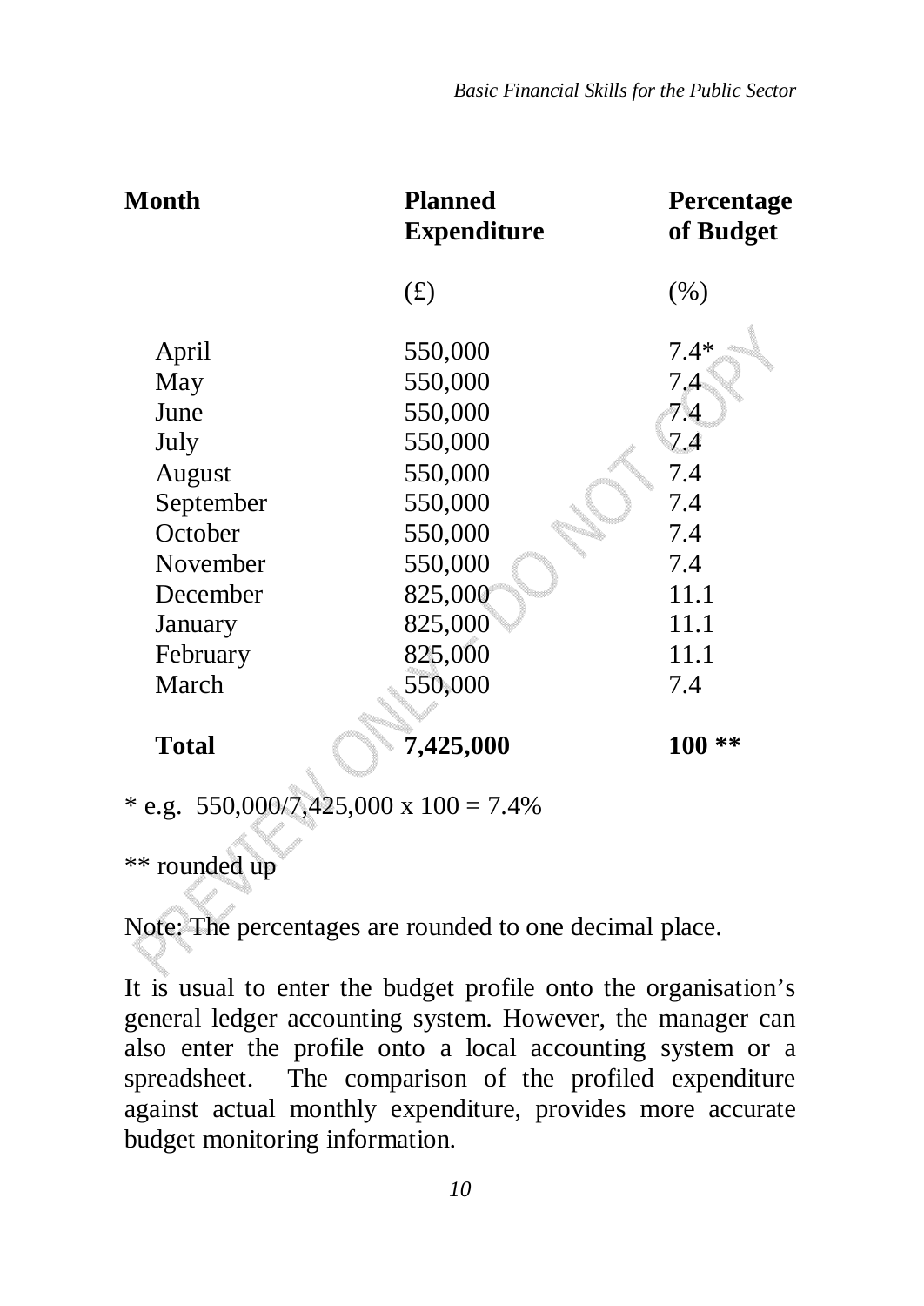| **Month** | **Planned Expenditure** | **Percentage of Budget** |
|---|---|---|
| | (£) | (%) |
| April | 550,000 | 7.4* |
| May | 550,000 | 7.4 |
| June | 550,000 | 7.4 |
| July | 550,000 | 7.4 |
| August | 550,000 | 7.4 |
| September | 550,000 | 7.4 |
| October | 550,000 | 7.4 |
| November | 550,000 | 7.4 |
| December | 825,000 | 11.1 |
| January | 825,000 | 11.1 |
| February | 825,000 | 11.1 |
| March | 550,000 | 7.4 |
| **Total** | **7,425,000** | **100 \*\*** |

* e.g. 550,000/7,425,000 x 100 = 7.4%

** rounded up

Note: The percentages are rounded to one decimal place.

It is usual to enter the budget profile onto the organisation's general ledger accounting system. However, the manager can also enter the profile onto a local accounting system or a spreadsheet. The comparison of the profiled expenditure against actual monthly expenditure, provides more accurate budget monitoring information.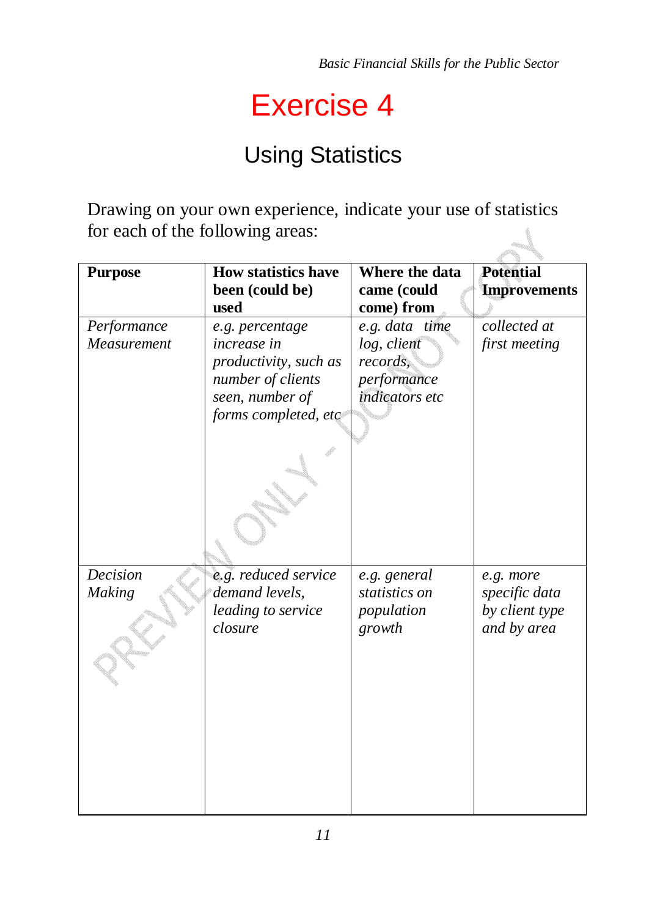# Exercise 4

## Using Statistics

Drawing on your own experience, indicate your use of statistics for each of the following areas:

| **Purpose** | **How statistics have been (could be) used** | **Where the data came (could come) from** | **Potential Improvements** |
| --- | --- | --- | --- |
| *Performance Measurement* | *e.g. percentage increase in productivity, such as number of clients seen, number of forms completed, etc* | *e.g. data time log, client records, performance indicators etc* | *collected at first meeting* |
| *Decision Making* | *e.g. reduced service demand levels, leading to service closure* | *e.g. general statistics on population growth* | *e.g. more specific data by client type and by area* |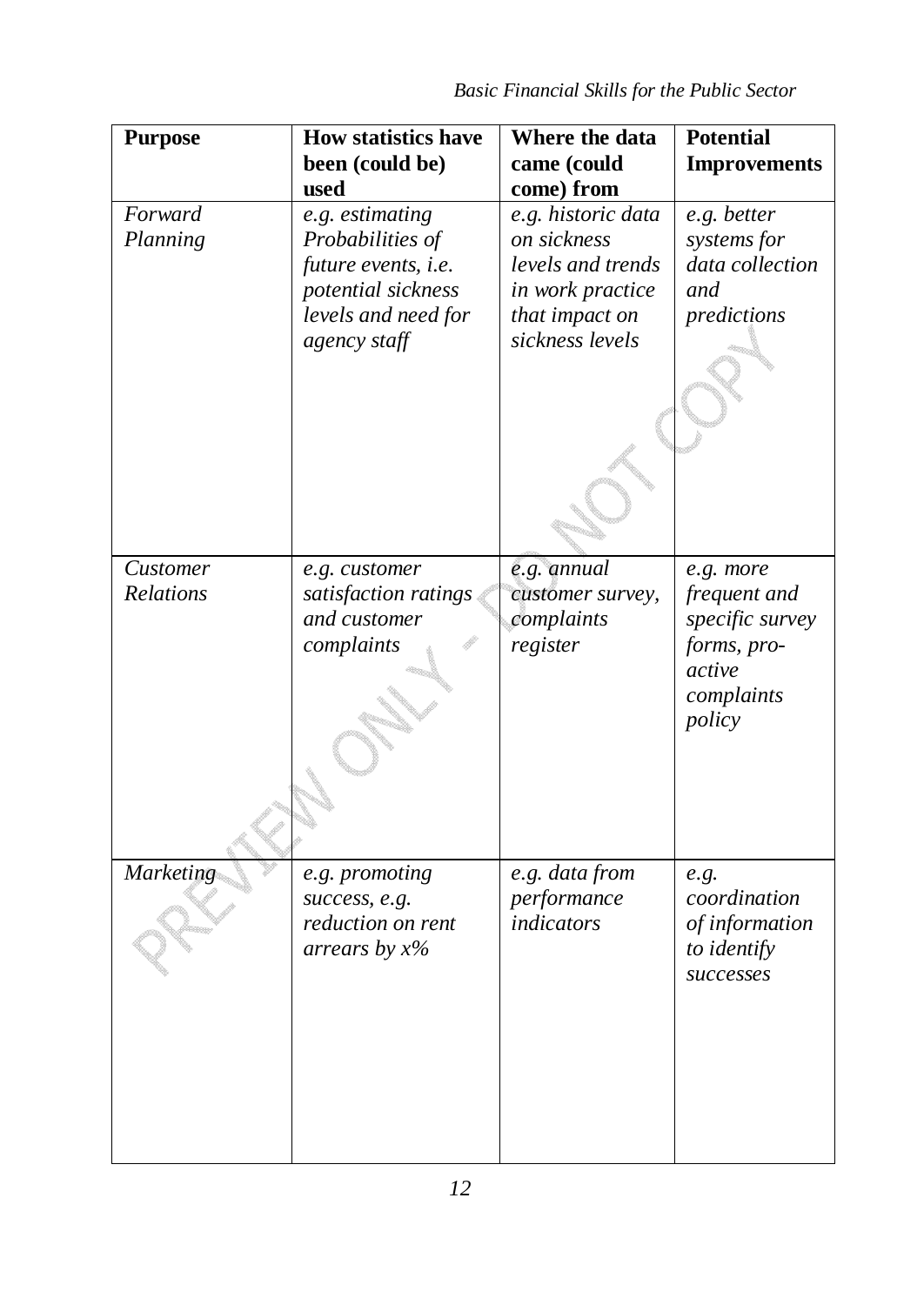| **Purpose** | **How statistics have been (could be) used** | **Where the data came (could come) from** | **Potential Improvements** |
|---|---|---|---|
| *Forward Planning* | *e.g. estimating Probabilities of future events, i.e. potential sickness levels and need for agency staff* | *e.g. historic data on sickness levels and trends in work practice that impact on sickness levels* | *e.g. better systems for data collection and predictions* |
| *Customer Relations* | *e.g. customer satisfaction ratings and customer complaints* | *e.g. annual customer survey, complaints register* | *e.g. more frequent and specific survey forms, pro-active complaints policy* |
| *Marketing* | *e.g. promoting success, e.g. reduction on rent arrears by x%* | *e.g. data from performance indicators* | *e.g. coordination of information to identify successes* |